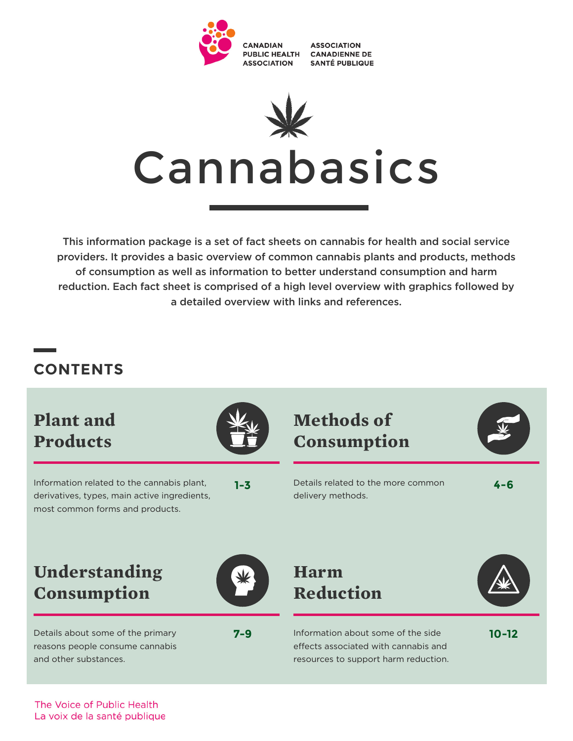CANADIAN PUBLIC HEALTH ASSOCIATION

ASSOCIATION CANADIENNE DE SANTÉ PUBLIQUE

# Cannabasics

This information package is a set of fact sheets on cannabis for health and social service providers. It provides a basic overview of common cannabis plants and products, methods of consumption as well as information to better understand consumption and harm reduction. Each fact sheet is comprised of a high level overview with graphics followed by a detailed overview with links and references.

## CONTENTS

### Plant and Products

Information related to the cannabis plant, derivatives, types, main active ingredients, most common forms and products. **1-3**

### Methods of Consumption

Details related to the more common delivery methods. **4-6**

### Understanding Consumption

Details about some of the primary reasons people consume cannabis and other substances. **7-9**

### Harm Reduction

Information about some of the side effects associated with cannabis and resources to support harm reduction. **10-12**

The Voice of Public Health
La voix de la santé publique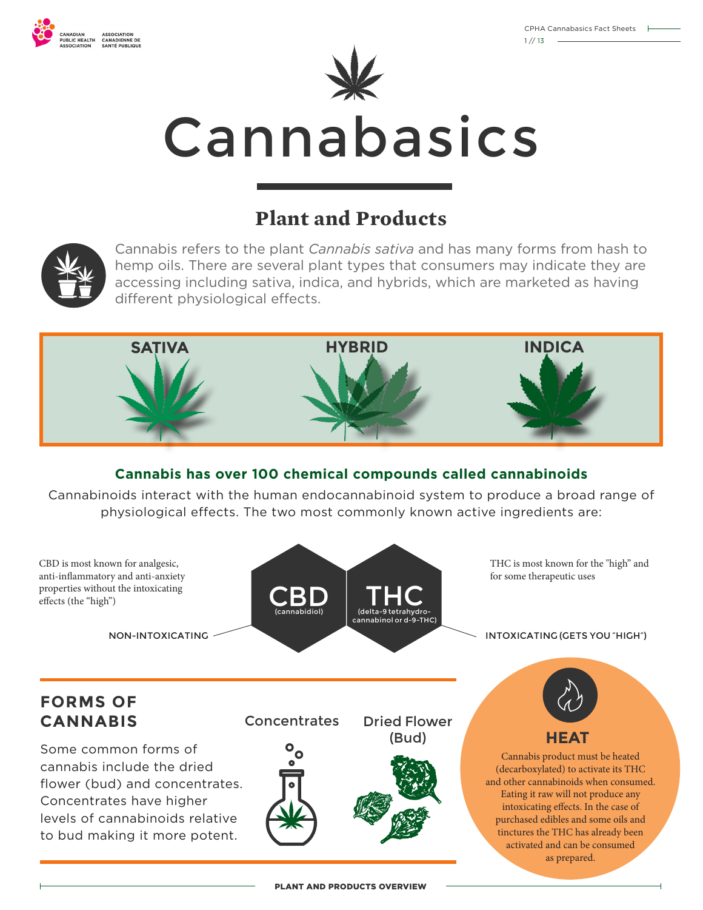# Cannabasics

## Plant and Products

Cannabis refers to the plant *Cannabis sativa* and has many forms from hash to hemp oils. There are several plant types that consumers may indicate they are accessing including sativa, indica, and hybrids, which are marketed as having different physiological effects.

**SATIVA** **HYBRID** **INDICA**

### Cannabis has over 100 chemical compounds called cannabinoids

Cannabinoids interact with the human endocannabinoid system to produce a broad range of physiological effects. The two most commonly known active ingredients are:

**CBD** (cannabidiol) — NON-INTOXICATING

CBD is most known for analgesic, anti-inflammatory and anti-anxiety properties without the intoxicating effects (the "high")

**THC** (delta-9 tetrahydro-cannabinol or d-9-THC) — INTOXICATING (GETS YOU "HIGH")

THC is most known for the "high" and for some therapeutic uses

### FORMS OF CANNABIS

Some common forms of cannabis include the dried flower (bud) and concentrates. Concentrates have higher levels of cannabinoids relative to bud making it more potent.

Concentrates

Dried Flower (Bud)

### HEAT

Cannabis product must be heated (decarboxylated) to activate its THC and other cannabinoids when consumed. Eating it raw will not produce any intoxicating effects. In the case of purchased edibles and some oils and tinctures the THC has already been activated and can be consumed as prepared.

PLANT AND PRODUCTS OVERVIEW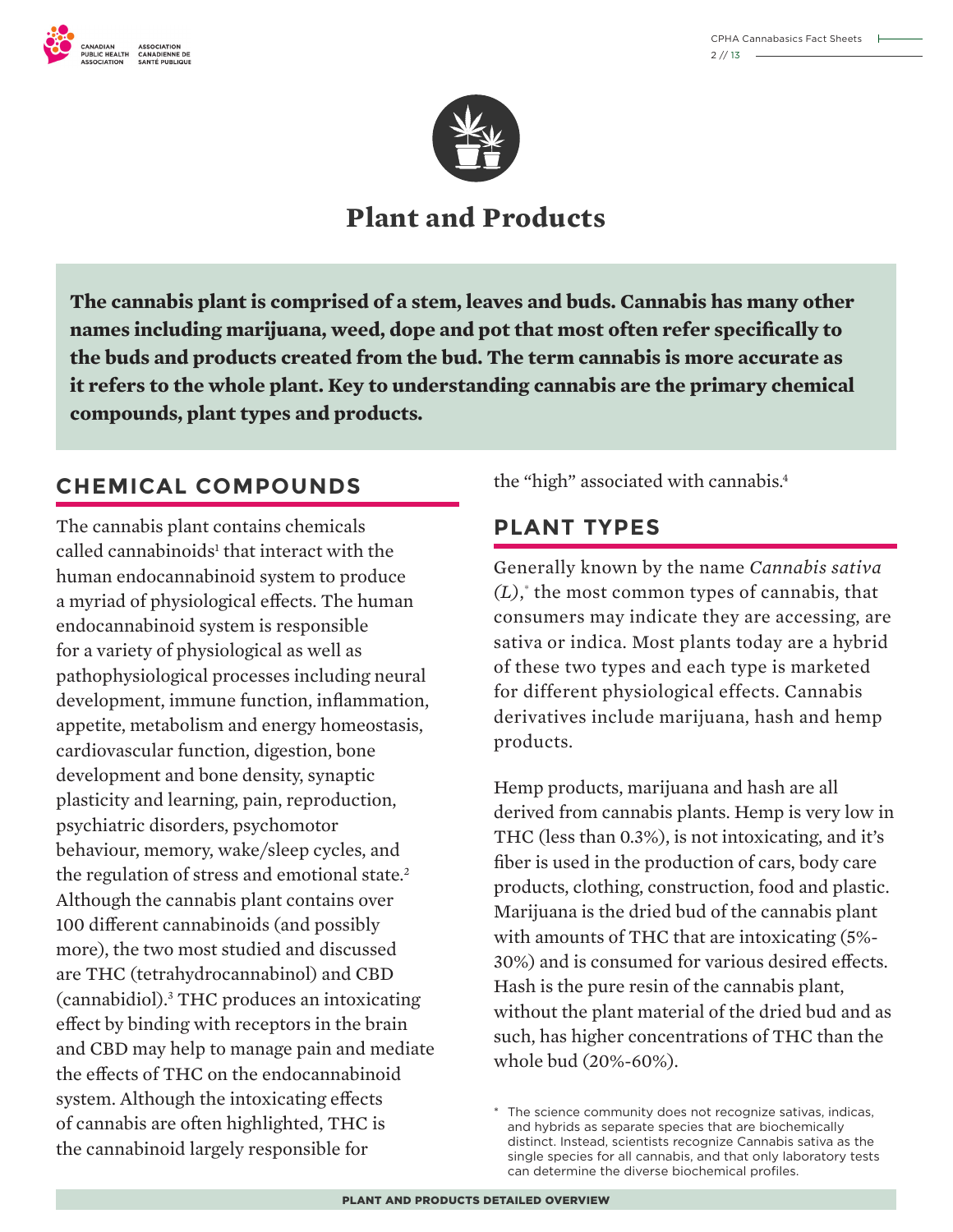# Plant and Products

**The cannabis plant is comprised of a stem, leaves and buds. Cannabis has many other names including marijuana, weed, dope and pot that most often refer specifically to the buds and products created from the bud. The term cannabis is more accurate as it refers to the whole plant. Key to understanding cannabis are the primary chemical compounds, plant types and products.**

## CHEMICAL COMPOUNDS

The cannabis plant contains chemicals called cannabinoids[1] that interact with the human endocannabinoid system to produce a myriad of physiological effects. The human endocannabinoid system is responsible for a variety of physiological as well as pathophysiological processes including neural development, immune function, inflammation, appetite, metabolism and energy homeostasis, cardiovascular function, digestion, bone development and bone density, synaptic plasticity and learning, pain, reproduction, psychiatric disorders, psychomotor behaviour, memory, wake/sleep cycles, and the regulation of stress and emotional state.[2] Although the cannabis plant contains over 100 different cannabinoids (and possibly more), the two most studied and discussed are THC (tetrahydrocannabinol) and CBD (cannabidiol).[3] THC produces an intoxicating effect by binding with receptors in the brain and CBD may help to manage pain and mediate the effects of THC on the endocannabinoid system. Although the intoxicating effects of cannabis are often highlighted, THC is the cannabinoid largely responsible for the "high" associated with cannabis.[4]

## PLANT TYPES

Generally known by the name *Cannabis sativa (L)*,* the most common types of cannabis, that consumers may indicate they are accessing, are sativa or indica. Most plants today are a hybrid of these two types and each type is marketed for different physiological effects. Cannabis derivatives include marijuana, hash and hemp products.

Hemp products, marijuana and hash are all derived from cannabis plants. Hemp is very low in THC (less than 0.3%), is not intoxicating, and it's fiber is used in the production of cars, body care products, clothing, construction, food and plastic. Marijuana is the dried bud of the cannabis plant with amounts of THC that are intoxicating (5%-30%) and is consumed for various desired effects. Hash is the pure resin of the cannabis plant, without the plant material of the dried bud and as such, has higher concentrations of THC than the whole bud (20%-60%).

\* The science community does not recognize sativas, indicas, and hybrids as separate species that are biochemically distinct. Instead, scientists recognize Cannabis sativa as the single species for all cannabis, and that only laboratory tests can determine the diverse biochemical profiles.

PLANT AND PRODUCTS DETAILED OVERVIEW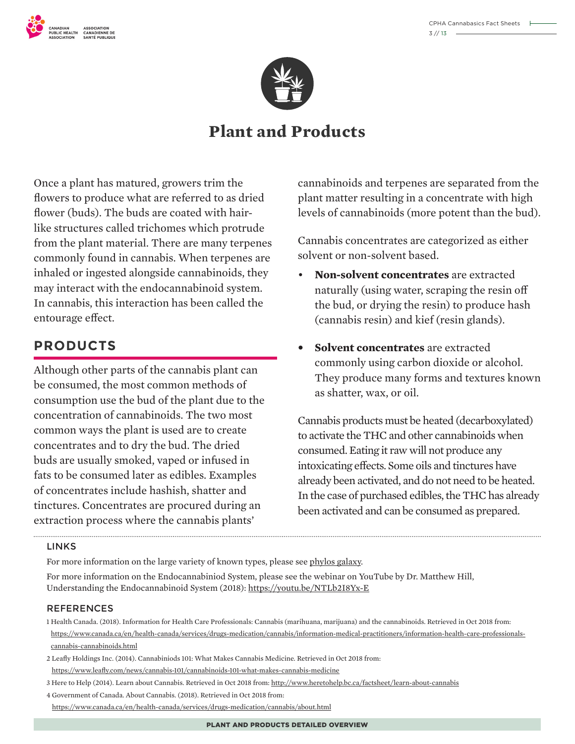# Plant and Products

Once a plant has matured, growers trim the flowers to produce what are referred to as dried flower (buds). The buds are coated with hair-like structures called trichomes which protrude from the plant material. There are many terpenes commonly found in cannabis. When terpenes are inhaled or ingested alongside cannabinoids, they may interact with the endocannabinoid system. In cannabis, this interaction has been called the entourage effect.

## PRODUCTS

Although other parts of the cannabis plant can be consumed, the most common methods of consumption use the bud of the plant due to the concentration of cannabinoids. The two most common ways the plant is used are to create concentrates and to dry the bud. The dried buds are usually smoked, vaped or infused in fats to be consumed later as edibles. Examples of concentrates include hashish, shatter and tinctures. Concentrates are procured during an extraction process where the cannabis plants' cannabinoids and terpenes are separated from the plant matter resulting in a concentrate with high levels of cannabinoids (more potent than the bud).

Cannabis concentrates are categorized as either solvent or non-solvent based.

- **Non-solvent concentrates** are extracted naturally (using water, scraping the resin off the bud, or drying the resin) to produce hash (cannabis resin) and kief (resin glands).
- **Solvent concentrates** are extracted commonly using carbon dioxide or alcohol. They produce many forms and textures known as shatter, wax, or oil.

Cannabis products must be heated (decarboxylated) to activate the THC and other cannabinoids when consumed. Eating it raw will not produce any intoxicating effects. Some oils and tinctures have already been activated, and do not need to be heated. In the case of purchased edibles, the THC has already been activated and can be consumed as prepared.

### LINKS

For more information on the large variety of known types, please see phylos galaxy.

For more information on the Endocannabiniod System, please see the webinar on YouTube by Dr. Matthew Hill, Understanding the Endocannabinoid System (2018): https://youtu.be/NTLb2I8Yx-E

### REFERENCES

1 Health Canada. (2018). Information for Health Care Professionals: Cannabis (marihuana, marijuana) and the cannabinoids. Retrieved in Oct 2018 from: https://www.canada.ca/en/health-canada/services/drugs-medication/cannabis/information-medical-practitioners/information-health-care-professionals-cannabis-cannabinoids.html

2 Leafly Holdings Inc. (2014). Cannabiniods 101: What Makes Cannabis Medicine. Retrieved in Oct 2018 from: https://www.leafly.com/news/cannabis-101/cannabinoids-101-what-makes-cannabis-medicine

3 Here to Help (2014). Learn about Cannabis. Retrieved in Oct 2018 from: http://www.heretohelp.bc.ca/factsheet/learn-about-cannabis

4 Government of Canada. About Cannabis. (2018). Retrieved in Oct 2018 from: https://www.canada.ca/en/health-canada/services/drugs-medication/cannabis/about.html

PLANT AND PRODUCTS DETAILED OVERVIEW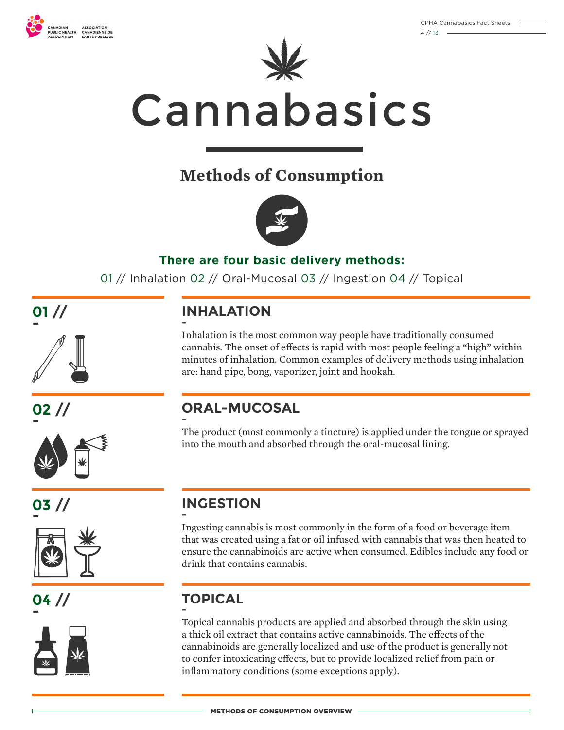# Cannabasics

## Methods of Consumption

**There are four basic delivery methods:**

01 // Inhalation 02 // Oral-Mucosal 03 // Ingestion 04 // Topical

### 01 // INHALATION

Inhalation is the most common way people have traditionally consumed cannabis. The onset of effects is rapid with most people feeling a "high" within minutes of inhalation. Common examples of delivery methods using inhalation are: hand pipe, bong, vaporizer, joint and hookah.

### 02 // ORAL-MUCOSAL

The product (most commonly a tincture) is applied under the tongue or sprayed into the mouth and absorbed through the oral-mucosal lining.

### 03 // INGESTION

Ingesting cannabis is most commonly in the form of a food or beverage item that was created using a fat or oil infused with cannabis that was then heated to ensure the cannabinoids are active when consumed. Edibles include any food or drink that contains cannabis.

### 04 // TOPICAL

Topical cannabis products are applied and absorbed through the skin using a thick oil extract that contains active cannabinoids. The effects of the cannabinoids are generally localized and use of the product is generally not to confer intoxicating effects, but to provide localized relief from pain or inflammatory conditions (some exceptions apply).

METHODS OF CONSUMPTION OVERVIEW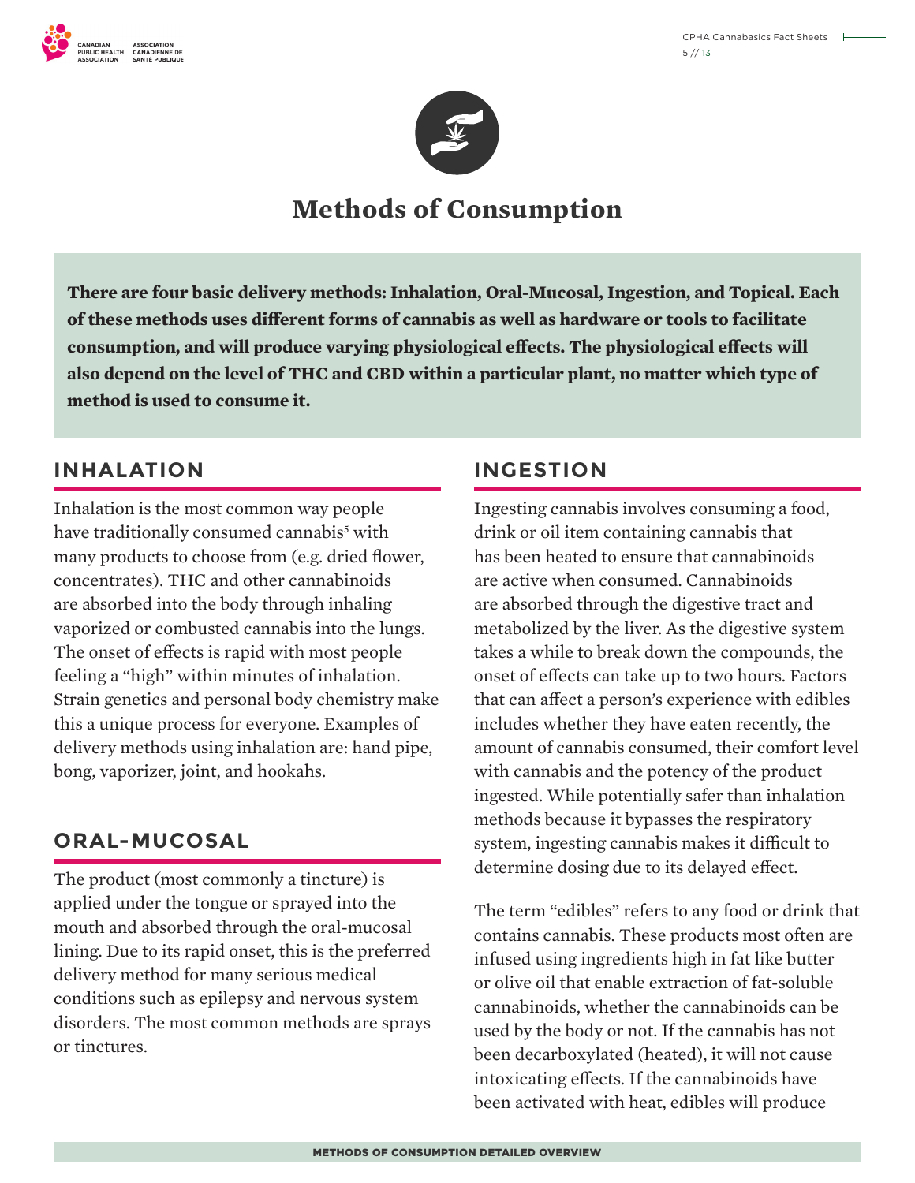# Methods of Consumption

**There are four basic delivery methods: Inhalation, Oral-Mucosal, Ingestion, and Topical. Each of these methods uses different forms of cannabis as well as hardware or tools to facilitate consumption, and will produce varying physiological effects. The physiological effects will also depend on the level of THC and CBD within a particular plant, no matter which type of method is used to consume it.**

## INHALATION

Inhalation is the most common way people have traditionally consumed cannabis[5] with many products to choose from (e.g. dried flower, concentrates). THC and other cannabinoids are absorbed into the body through inhaling vaporized or combusted cannabis into the lungs. The onset of effects is rapid with most people feeling a "high" within minutes of inhalation. Strain genetics and personal body chemistry make this a unique process for everyone. Examples of delivery methods using inhalation are: hand pipe, bong, vaporizer, joint, and hookahs.

## ORAL-MUCOSAL

The product (most commonly a tincture) is applied under the tongue or sprayed into the mouth and absorbed through the oral-mucosal lining. Due to its rapid onset, this is the preferred delivery method for many serious medical conditions such as epilepsy and nervous system disorders. The most common methods are sprays or tinctures.

## INGESTION

Ingesting cannabis involves consuming a food, drink or oil item containing cannabis that has been heated to ensure that cannabinoids are active when consumed. Cannabinoids are absorbed through the digestive tract and metabolized by the liver. As the digestive system takes a while to break down the compounds, the onset of effects can take up to two hours. Factors that can affect a person's experience with edibles includes whether they have eaten recently, the amount of cannabis consumed, their comfort level with cannabis and the potency of the product ingested. While potentially safer than inhalation methods because it bypasses the respiratory system, ingesting cannabis makes it difficult to determine dosing due to its delayed effect.

The term "edibles" refers to any food or drink that contains cannabis. These products most often are infused using ingredients high in fat like butter or olive oil that enable extraction of fat-soluble cannabinoids, whether the cannabinoids can be used by the body or not. If the cannabis has not been decarboxylated (heated), it will not cause intoxicating effects. If the cannabinoids have been activated with heat, edibles will produce

METHODS OF CONSUMPTION DETAILED OVERVIEW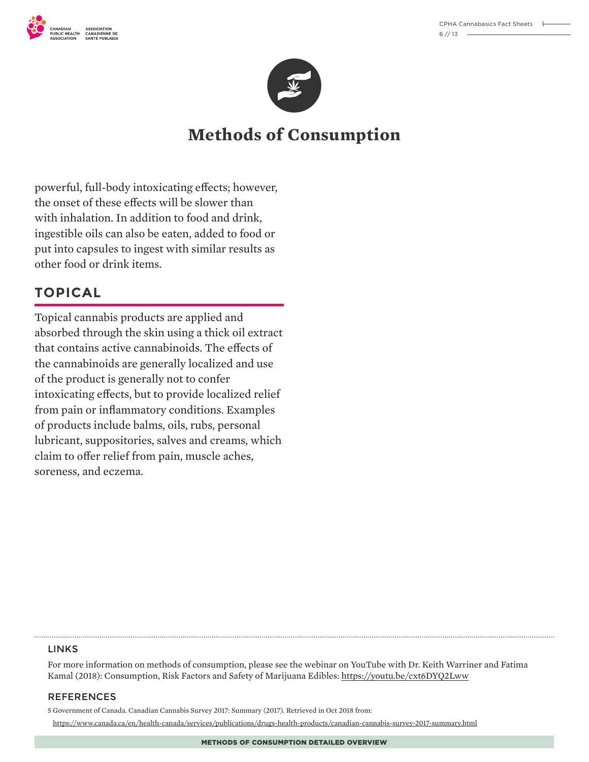# Methods of Consumption

powerful, full-body intoxicating effects; however, the onset of these effects will be slower than with inhalation. In addition to food and drink, ingestible oils can also be eaten, added to food or put into capsules to ingest with similar results as other food or drink items.

## TOPICAL

Topical cannabis products are applied and absorbed through the skin using a thick oil extract that contains active cannabinoids. The effects of the cannabinoids are generally localized and use of the product is generally not to confer intoxicating effects, but to provide localized relief from pain or inflammatory conditions. Examples of products include balms, oils, rubs, personal lubricant, suppositories, salves and creams, which claim to offer relief from pain, muscle aches, soreness, and eczema.

---

### LINKS

For more information on methods of consumption, please see the webinar on YouTube with Dr. Keith Warriner and Fatima Kamal (2018): Consumption, Risk Factors and Safety of Marijuana Edibles: https://youtu.be/cxt6DYQ2Lww

### REFERENCES

5 Government of Canada. Canadian Cannabis Survey 2017: Summary (2017). Retrieved in Oct 2018 from: https://www.canada.ca/en/health-canada/services/publications/drugs-health-products/canadian-cannabis-survey-2017-summary.html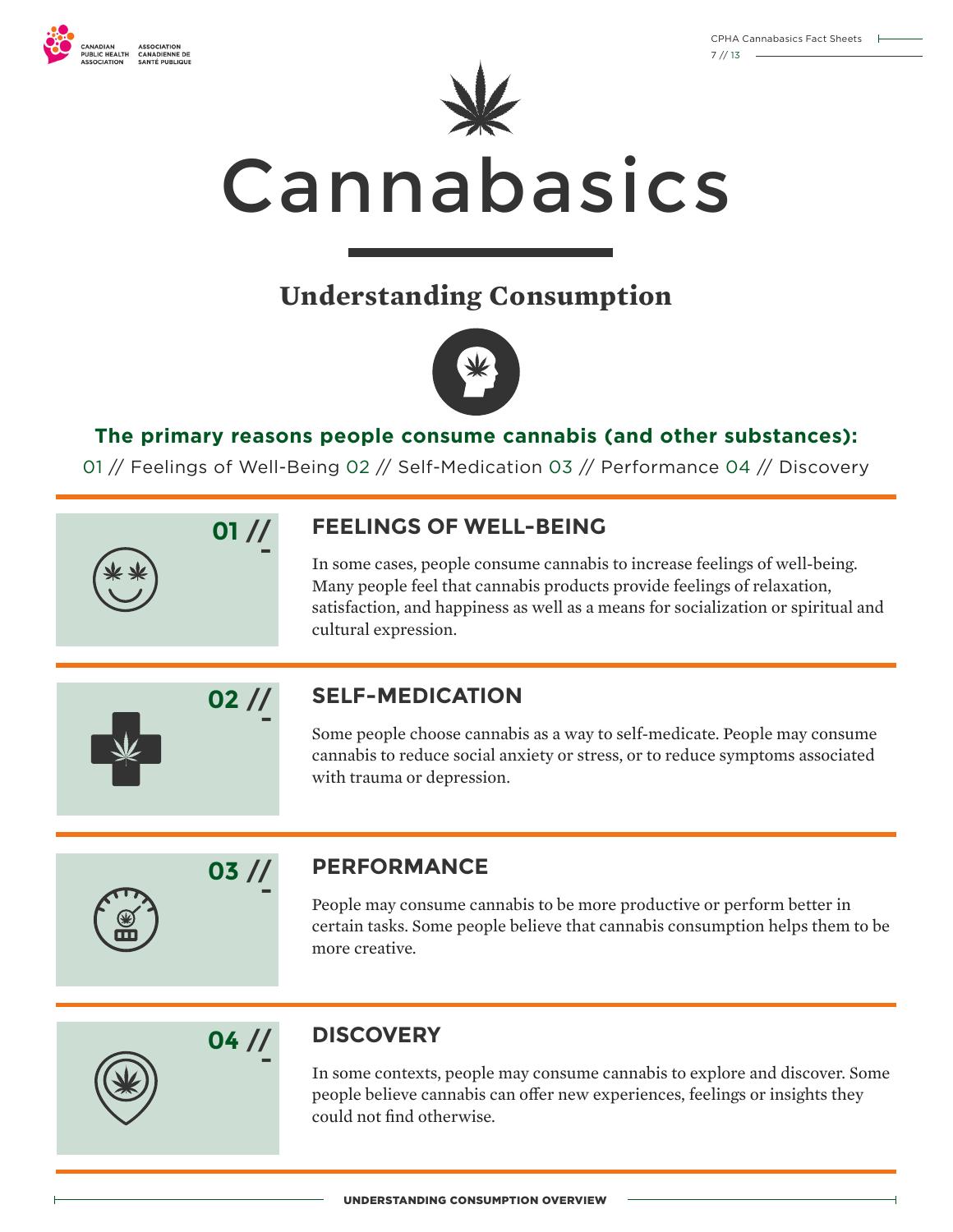# Cannabasics

## Understanding Consumption

**The primary reasons people consume cannabis (and other substances):**

01 // Feelings of Well-Being 02 // Self-Medication 03 // Performance 04 // Discovery

### 01 // FEELINGS OF WELL-BEING

In some cases, people consume cannabis to increase feelings of well-being. Many people feel that cannabis products provide feelings of relaxation, satisfaction, and happiness as well as a means for socialization or spiritual and cultural expression.

### 02 // SELF-MEDICATION

Some people choose cannabis as a way to self-medicate. People may consume cannabis to reduce social anxiety or stress, or to reduce symptoms associated with trauma or depression.

### 03 // PERFORMANCE

People may consume cannabis to be more productive or perform better in certain tasks. Some people believe that cannabis consumption helps them to be more creative.

### 04 // DISCOVERY

In some contexts, people may consume cannabis to explore and discover. Some people believe cannabis can offer new experiences, feelings or insights they could not find otherwise.

UNDERSTANDING CONSUMPTION OVERVIEW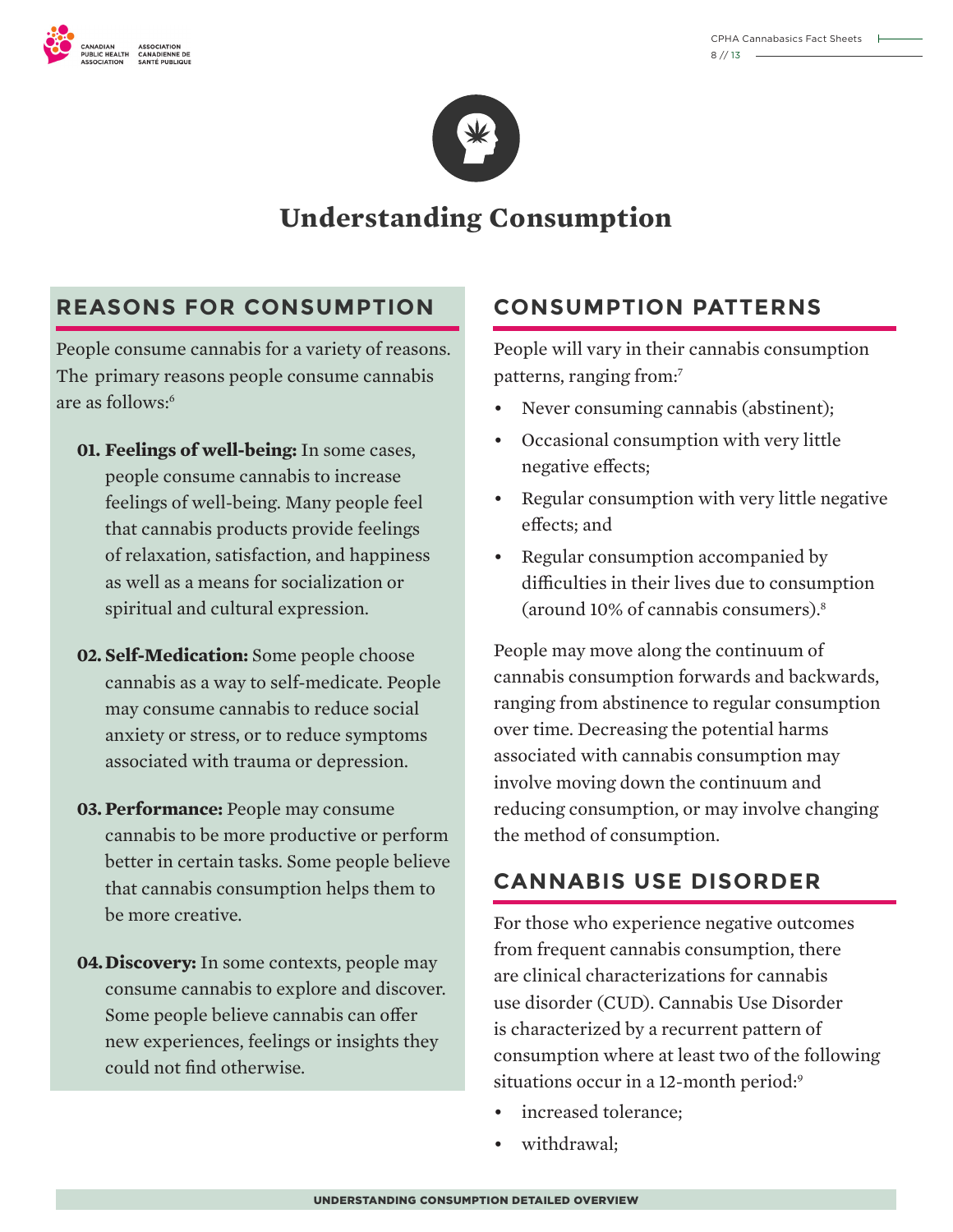# Understanding Consumption

## REASONS FOR CONSUMPTION

People consume cannabis for a variety of reasons. The primary reasons people consume cannabis are as follows:[6]

**01. Feelings of well-being:** In some cases, people consume cannabis to increase feelings of well-being. Many people feel that cannabis products provide feelings of relaxation, satisfaction, and happiness as well as a means for socialization or spiritual and cultural expression.

**02. Self-Medication:** Some people choose cannabis as a way to self-medicate. People may consume cannabis to reduce social anxiety or stress, or to reduce symptoms associated with trauma or depression.

**03. Performance:** People may consume cannabis to be more productive or perform better in certain tasks. Some people believe that cannabis consumption helps them to be more creative.

**04. Discovery:** In some contexts, people may consume cannabis to explore and discover. Some people believe cannabis can offer new experiences, feelings or insights they could not find otherwise.

## CONSUMPTION PATTERNS

People will vary in their cannabis consumption patterns, ranging from:[7]

- Never consuming cannabis (abstinent);
- Occasional consumption with very little negative effects;
- Regular consumption with very little negative effects; and
- Regular consumption accompanied by difficulties in their lives due to consumption (around 10% of cannabis consumers).[8]

People may move along the continuum of cannabis consumption forwards and backwards, ranging from abstinence to regular consumption over time. Decreasing the potential harms associated with cannabis consumption may involve moving down the continuum and reducing consumption, or may involve changing the method of consumption.

## CANNABIS USE DISORDER

For those who experience negative outcomes from frequent cannabis consumption, there are clinical characterizations for cannabis use disorder (CUD). Cannabis Use Disorder is characterized by a recurrent pattern of consumption where at least two of the following situations occur in a 12-month period:[9]

- increased tolerance;
- withdrawal;

UNDERSTANDING CONSUMPTION DETAILED OVERVIEW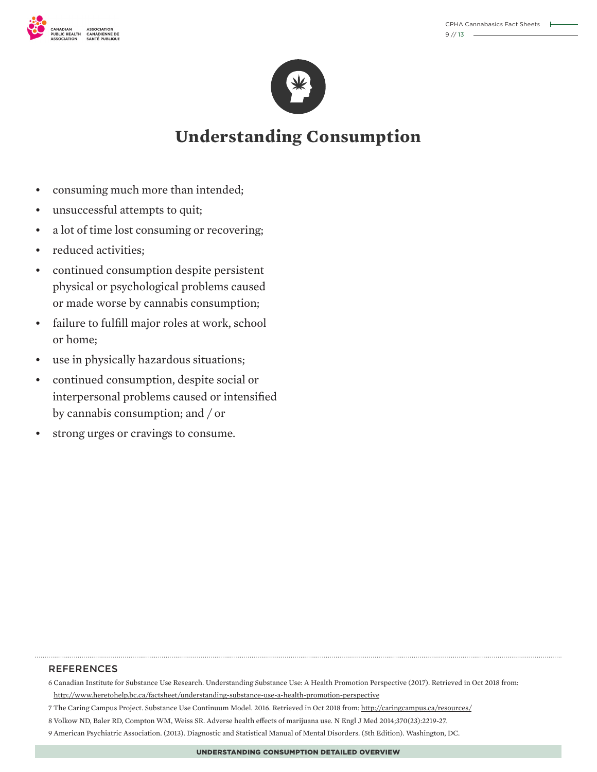# Understanding Consumption

- consuming much more than intended;
- unsuccessful attempts to quit;
- a lot of time lost consuming or recovering;
- reduced activities;
- continued consumption despite persistent physical or psychological problems caused or made worse by cannabis consumption;
- failure to fulfill major roles at work, school or home;
- use in physically hazardous situations;
- continued consumption, despite social or interpersonal problems caused or intensified by cannabis consumption; and / or
- strong urges or cravings to consume.

## REFERENCES

6 Canadian Institute for Substance Use Research. Understanding Substance Use: A Health Promotion Perspective (2017). Retrieved in Oct 2018 from: http://www.heretohelp.bc.ca/factsheet/understanding-substance-use-a-health-promotion-perspective

7 The Caring Campus Project. Substance Use Continuum Model. 2016. Retrieved in Oct 2018 from: http://caringcampus.ca/resources/

8 Volkow ND, Baler RD, Compton WM, Weiss SR. Adverse health effects of marijuana use. N Engl J Med 2014;370(23):2219-27.

9 American Psychiatric Association. (2013). Diagnostic and Statistical Manual of Mental Disorders. (5th Edition). Washington, DC.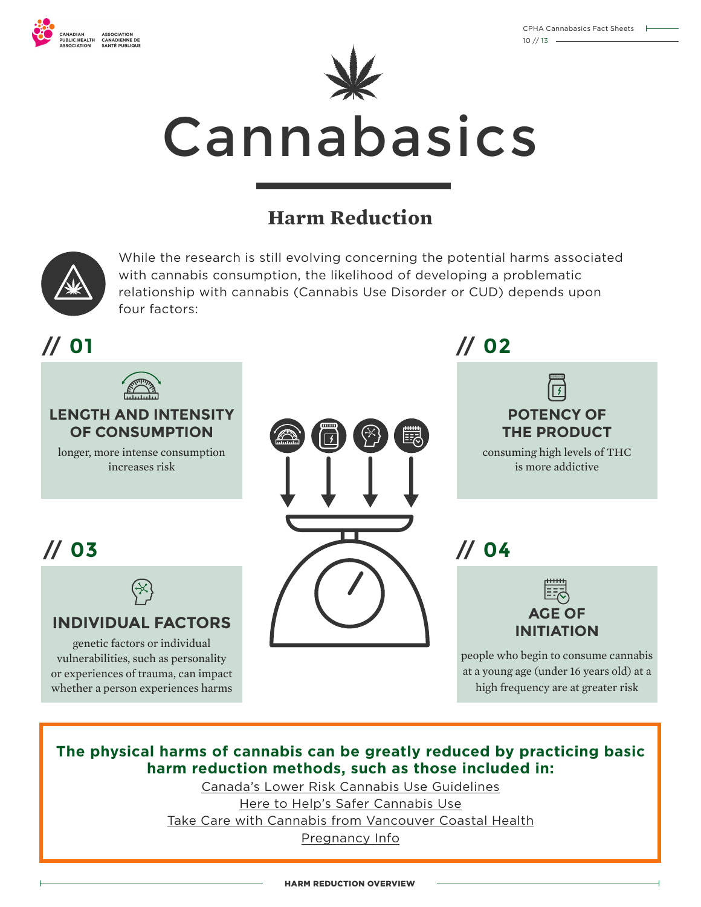# Cannabasics

## Harm Reduction

While the research is still evolving concerning the potential harms associated with cannabis consumption, the likelihood of developing a problematic relationship with cannabis (Cannabis Use Disorder or CUD) depends upon four factors:

### // 01

**LENGTH AND INTENSITY OF CONSUMPTION**

longer, more intense consumption increases risk

### // 02

**POTENCY OF THE PRODUCT**

consuming high levels of THC is more addictive

### // 03

**INDIVIDUAL FACTORS**

genetic factors or individual vulnerabilities, such as personality or experiences of trauma, can impact whether a person experiences harms

### // 04

**AGE OF INITIATION**

people who begin to consume cannabis at a young age (under 16 years old) at a high frequency are at greater risk

**The physical harms of cannabis can be greatly reduced by practicing basic harm reduction methods, such as those included in:**

Canada's Lower Risk Cannabis Use Guidelines

Here to Help's Safer Cannabis Use

Take Care with Cannabis from Vancouver Coastal Health

Pregnancy Info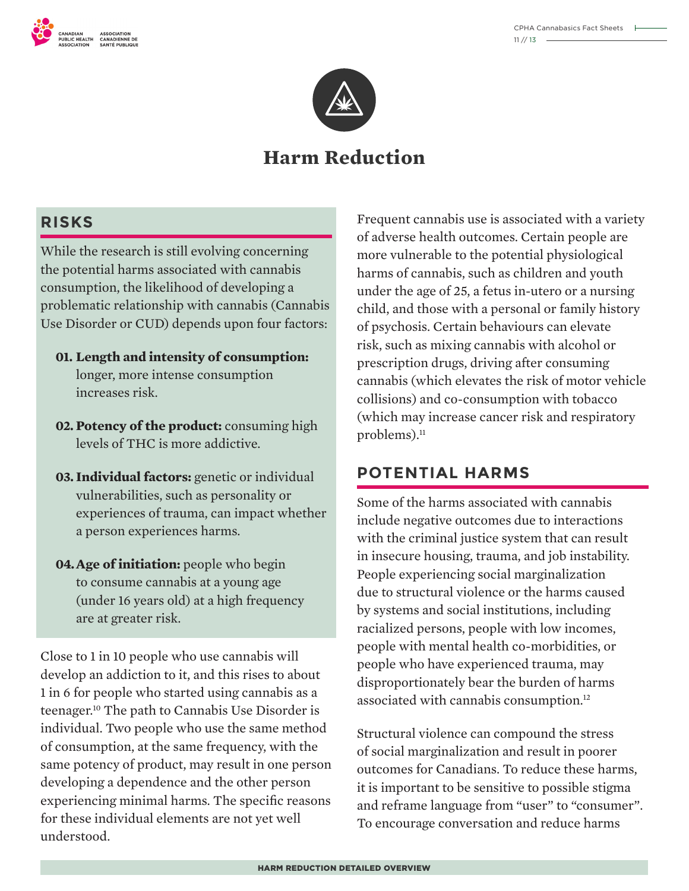# Harm Reduction

## RISKS

While the research is still evolving concerning the potential harms associated with cannabis consumption, the likelihood of developing a problematic relationship with cannabis (Cannabis Use Disorder or CUD) depends upon four factors:

01. **Length and intensity of consumption:** longer, more intense consumption increases risk.

02. **Potency of the product:** consuming high levels of THC is more addictive.

03. **Individual factors:** genetic or individual vulnerabilities, such as personality or experiences of trauma, can impact whether a person experiences harms.

04. **Age of initiation:** people who begin to consume cannabis at a young age (under 16 years old) at a high frequency are at greater risk.

Close to 1 in 10 people who use cannabis will develop an addiction to it, and this rises to about 1 in 6 for people who started using cannabis as a teenager.[10] The path to Cannabis Use Disorder is individual. Two people who use the same method of consumption, at the same frequency, with the same potency of product, may result in one person developing a dependence and the other person experiencing minimal harms. The specific reasons for these individual elements are not yet well understood.

Frequent cannabis use is associated with a variety of adverse health outcomes. Certain people are more vulnerable to the potential physiological harms of cannabis, such as children and youth under the age of 25, a fetus in-utero or a nursing child, and those with a personal or family history of psychosis. Certain behaviours can elevate risk, such as mixing cannabis with alcohol or prescription drugs, driving after consuming cannabis (which elevates the risk of motor vehicle collisions) and co-consumption with tobacco (which may increase cancer risk and respiratory problems).[11]

## POTENTIAL HARMS

Some of the harms associated with cannabis include negative outcomes due to interactions with the criminal justice system that can result in insecure housing, trauma, and job instability. People experiencing social marginalization due to structural violence or the harms caused by systems and social institutions, including racialized persons, people with low incomes, people with mental health co-morbidities, or people who have experienced trauma, may disproportionately bear the burden of harms associated with cannabis consumption.[12]

Structural violence can compound the stress of social marginalization and result in poorer outcomes for Canadians. To reduce these harms, it is important to be sensitive to possible stigma and reframe language from “user” to “consumer”. To encourage conversation and reduce harms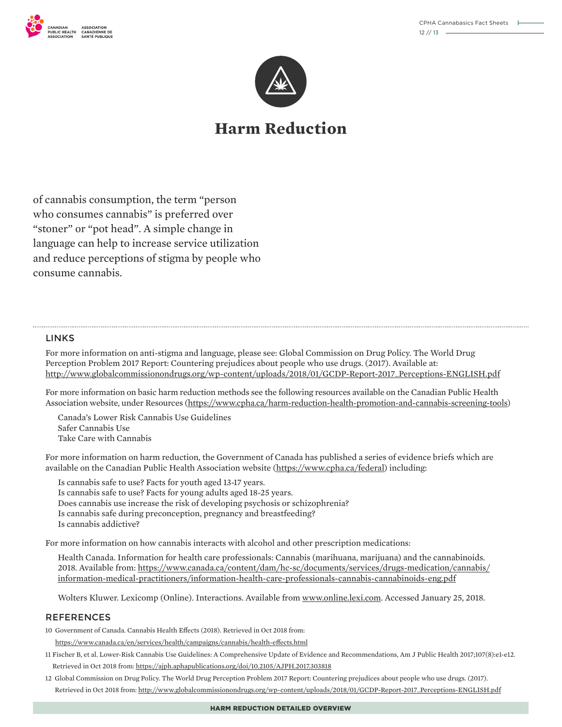# Harm Reduction

of cannabis consumption, the term "person who consumes cannabis" is preferred over "stoner" or "pot head". A simple change in language can help to increase service utilization and reduce perceptions of stigma by people who consume cannabis.

## LINKS

For more information on anti-stigma and language, please see: Global Commission on Drug Policy. The World Drug Perception Problem 2017 Report: Countering prejudices about people who use drugs. (2017). Available at: http://www.globalcommissionondrugs.org/wp-content/uploads/2018/01/GCDP-Report-2017_Perceptions-ENGLISH.pdf

For more information on basic harm reduction methods see the following resources available on the Canadian Public Health Association website, under Resources (https://www.cpha.ca/harm-reduction-health-promotion-and-cannabis-screening-tools)

- Canada's Lower Risk Cannabis Use Guidelines
- Safer Cannabis Use
- Take Care with Cannabis

For more information on harm reduction, the Government of Canada has published a series of evidence briefs which are available on the Canadian Public Health Association website (https://www.cpha.ca/federal) including:

- Is cannabis safe to use? Facts for youth aged 13-17 years.
- Is cannabis safe to use? Facts for young adults aged 18-25 years.
- Does cannabis use increase the risk of developing psychosis or schizophrenia?
- Is cannabis safe during preconception, pregnancy and breastfeeding?
- Is cannabis addictive?

For more information on how cannabis interacts with alcohol and other prescription medications:

Health Canada. Information for health care professionals: Cannabis (marihuana, marijuana) and the cannabinoids. 2018. Available from: https://www.canada.ca/content/dam/hc-sc/documents/services/drugs-medication/cannabis/information-medical-practitioners/information-health-care-professionals-cannabis-cannabinoids-eng.pdf

Wolters Kluwer. Lexicomp (Online). Interactions. Available from www.online.lexi.com. Accessed January 25, 2018.

## REFERENCES

10 Government of Canada. Cannabis Health Effects (2018). Retrieved in Oct 2018 from: https://www.canada.ca/en/services/health/campaigns/cannabis/health-effects.html

11 Fischer B, et al. Lower-Risk Cannabis Use Guidelines: A Comprehensive Update of Evidence and Recommendations, Am J Public Health 2017;107(8):e1-e12. Retrieved in Oct 2018 from: https://ajph.aphapublications.org/doi/10.2105/AJPH.2017.303818

12 Global Commission on Drug Policy. The World Drug Perception Problem 2017 Report: Countering prejudices about people who use drugs. (2017). Retrieved in Oct 2018 from: http://www.globalcommissionondrugs.org/wp-content/uploads/2018/01/GCDP-Report-2017_Perceptions-ENGLISH.pdf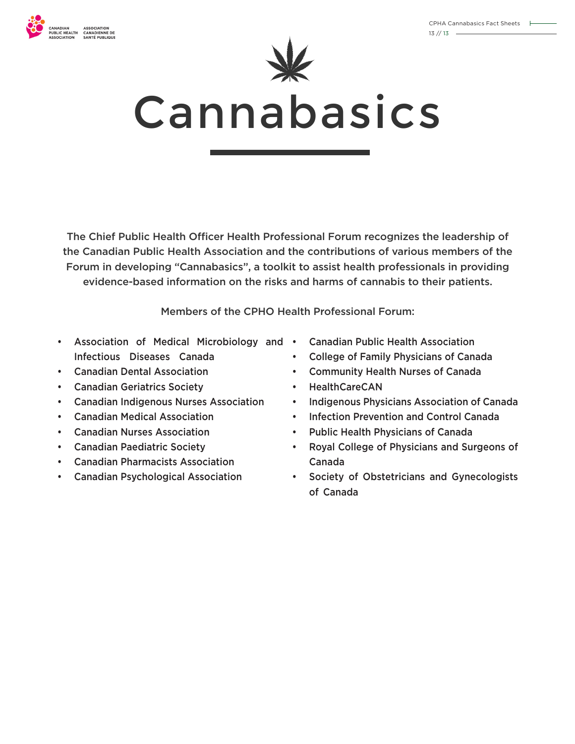# Cannabasics

The Chief Public Health Officer Health Professional Forum recognizes the leadership of the Canadian Public Health Association and the contributions of various members of the Forum in developing “Cannabasics”, a toolkit to assist health professionals in providing evidence-based information on the risks and harms of cannabis to their patients.

Members of the CPHO Health Professional Forum:

- Association of Medical Microbiology and Infectious Diseases Canada
- Canadian Dental Association
- Canadian Geriatrics Society
- Canadian Indigenous Nurses Association
- Canadian Medical Association
- Canadian Nurses Association
- Canadian Paediatric Society
- Canadian Pharmacists Association
- Canadian Psychological Association
- Canadian Public Health Association
- College of Family Physicians of Canada
- Community Health Nurses of Canada
- HealthCareCAN
- Indigenous Physicians Association of Canada
- Infection Prevention and Control Canada
- Public Health Physicians of Canada
- Royal College of Physicians and Surgeons of Canada
- Society of Obstetricians and Gynecologists of Canada